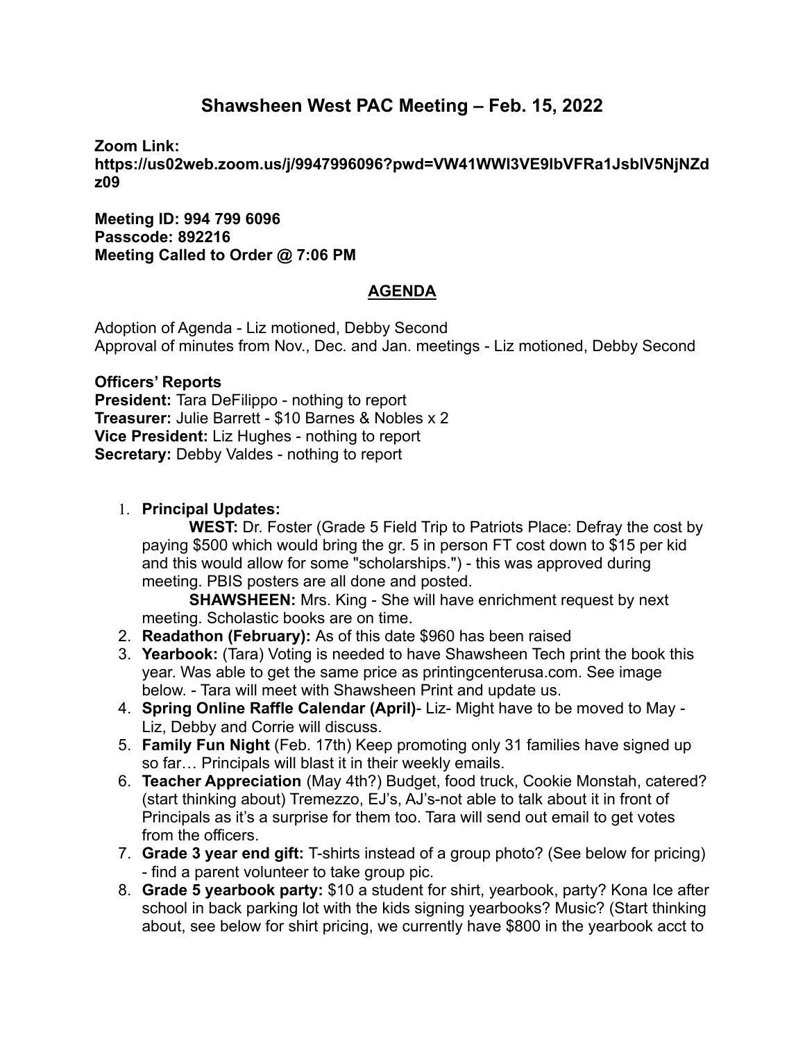# Shawsheen West PAC Meeting – Feb. 15, 2022

**Zoom Link: https://us02web.zoom.us/j/9947996096?pwd=VW41WWl3VE9lbVFRa1JsblV5NjNZdz09**

**Meeting ID: 994 799 6096**
**Passcode: 892216**
**Meeting Called to Order @ 7:06 PM**

## AGENDA

Adoption of Agenda - Liz motioned, Debby Second
Approval of minutes from Nov., Dec. and Jan. meetings - Liz motioned, Debby Second

**Officers' Reports**
**President:** Tara DeFilippo - nothing to report
**Treasurer:** Julie Barrett - $10 Barnes & Nobles x 2
**Vice President:** Liz Hughes - nothing to report
**Secretary:** Debby Valdes - nothing to report

1. **Principal Updates:**
   **WEST:** Dr. Foster (Grade 5 Field Trip to Patriots Place: Defray the cost by paying $500 which would bring the gr. 5 in person FT cost down to $15 per kid and this would allow for some "scholarships.") - this was approved during meeting. PBIS posters are all done and posted.
   **SHAWSHEEN:** Mrs. King - She will have enrichment request by next meeting. Scholastic books are on time.
2. **Readathon (February):** As of this date $960 has been raised
3. **Yearbook:** (Tara) Voting is needed to have Shawsheen Tech print the book this year. Was able to get the same price as printingcenterusa.com. See image below. - Tara will meet with Shawsheen Print and update us.
4. **Spring Online Raffle Calendar (April)**- Liz- Might have to be moved to May - Liz, Debby and Corrie will discuss.
5. **Family Fun Night** (Feb. 17th) Keep promoting only 31 families have signed up so far… Principals will blast it in their weekly emails.
6. **Teacher Appreciation** (May 4th?) Budget, food truck, Cookie Monstah, catered? (start thinking about) Tremezzo, EJ's, AJ's-not able to talk about it in front of Principals as it's a surprise for them too. Tara will send out email to get votes from the officers.
7. **Grade 3 year end gift:** T-shirts instead of a group photo? (See below for pricing) - find a parent volunteer to take group pic.
8. **Grade 5 yearbook party:** $10 a student for shirt, yearbook, party? Kona Ice after school in back parking lot with the kids signing yearbooks? Music? (Start thinking about, see below for shirt pricing, we currently have $800 in the yearbook acct to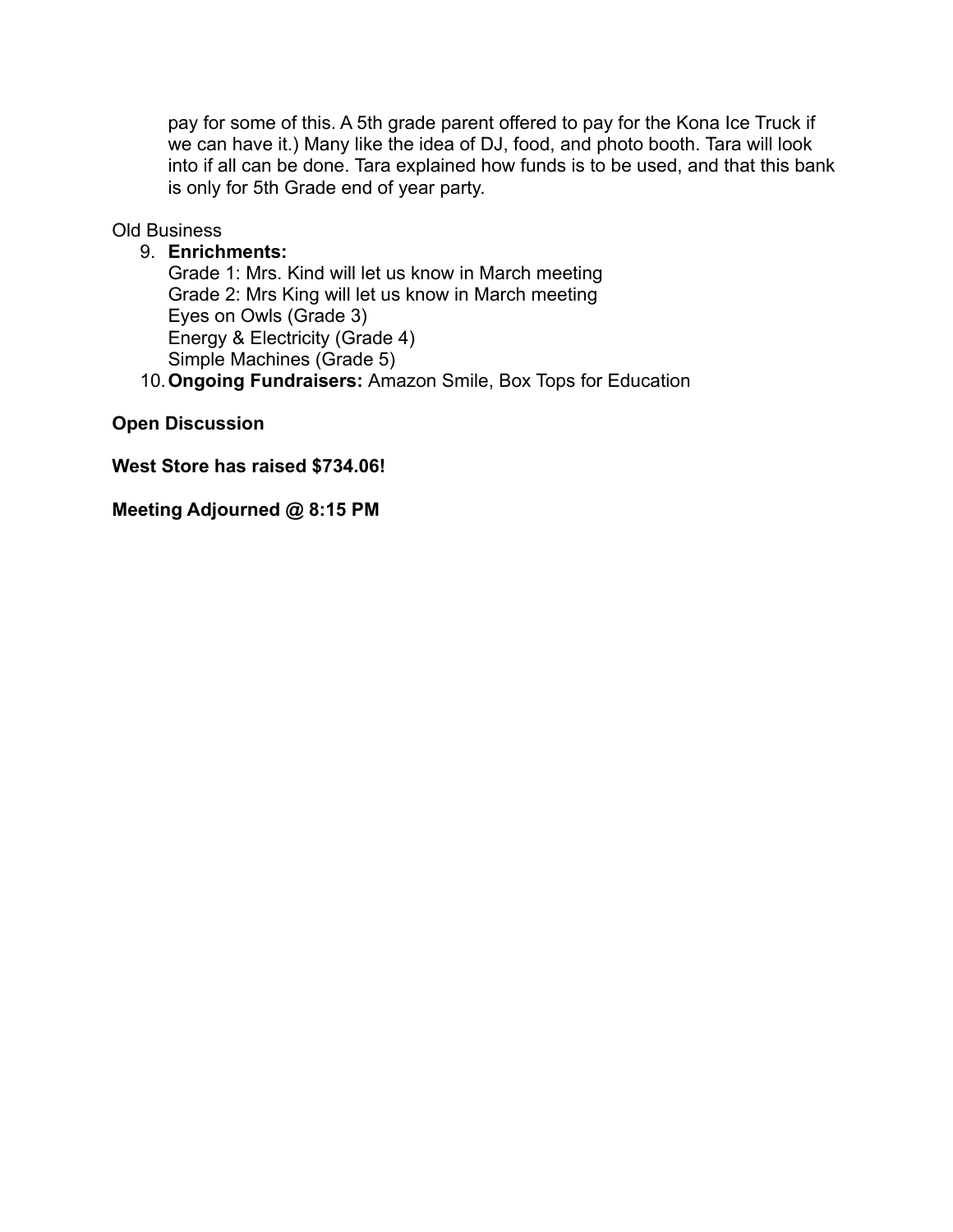pay for some of this. A 5th grade parent offered to pay for the Kona Ice Truck if we can have it.) Many like the idea of DJ, food, and photo booth. Tara will look into if all can be done. Tara explained how funds is to be used, and that this bank is only for 5th Grade end of year party.

Old Business

9. **Enrichments:**
   Grade 1: Mrs. Kind will let us know in March meeting
   Grade 2: Mrs King will let us know in March meeting
   Eyes on Owls (Grade 3)
   Energy & Electricity (Grade 4)
   Simple Machines (Grade 5)
10. **Ongoing Fundraisers:** Amazon Smile, Box Tops for Education

**Open Discussion**

**West Store has raised $734.06!**

**Meeting Adjourned @ 8:15 PM**